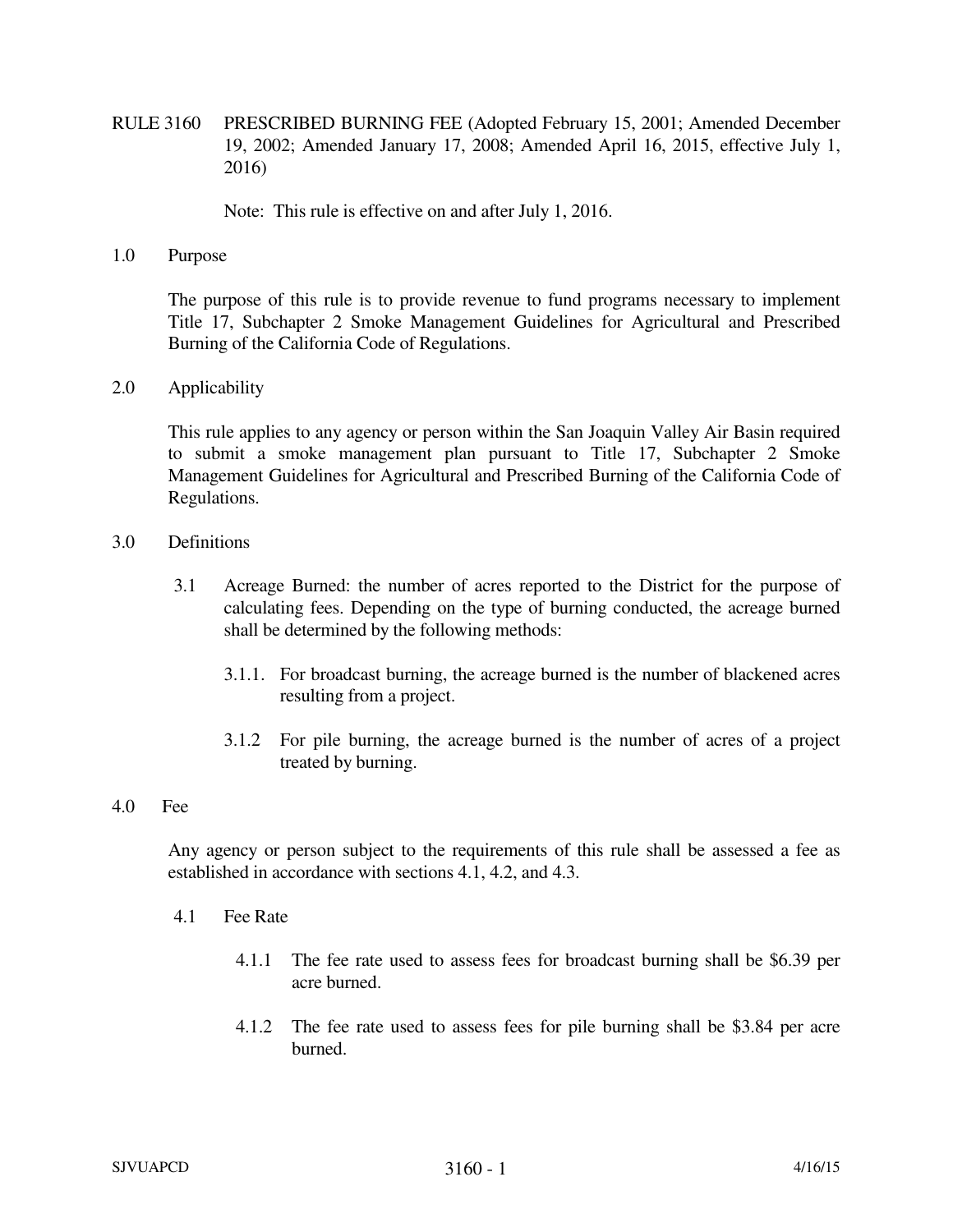# RULE 3160 PRESCRIBED BURNING FEE (Adopted February 15, 2001; Amended December 19, 2002; Amended January 17, 2008; Amended April 16, 2015, effective July 1, 2016)

Note: This rule is effective on and after July 1, 2016.

## 1.0 Purpose

The purpose of this rule is to provide revenue to fund programs necessary to implement Title 17, Subchapter 2 Smoke Management Guidelines for Agricultural and Prescribed Burning of the California Code of Regulations.

## 2.0 Applicability

This rule applies to any agency or person within the San Joaquin Valley Air Basin required to submit a smoke management plan pursuant to Title 17, Subchapter 2 Smoke Management Guidelines for Agricultural and Prescribed Burning of the California Code of Regulations.

## 3.0 Definitions

3.1 Acreage Burned: the number of acres reported to the District for the purpose of calculating fees. Depending on the type of burning conducted, the acreage burned shall be determined by the following methods:

3.1.1. For broadcast burning, the acreage burned is the number of blackened acres resulting from a project.

3.1.2 For pile burning, the acreage burned is the number of acres of a project treated by burning.

## 4.0 Fee

Any agency or person subject to the requirements of this rule shall be assessed a fee as established in accordance with sections 4.1, 4.2, and 4.3.

4.1 Fee Rate

4.1.1 The fee rate used to assess fees for broadcast burning shall be $6.39 per acre burned.

4.1.2 The fee rate used to assess fees for pile burning shall be $3.84 per acre burned.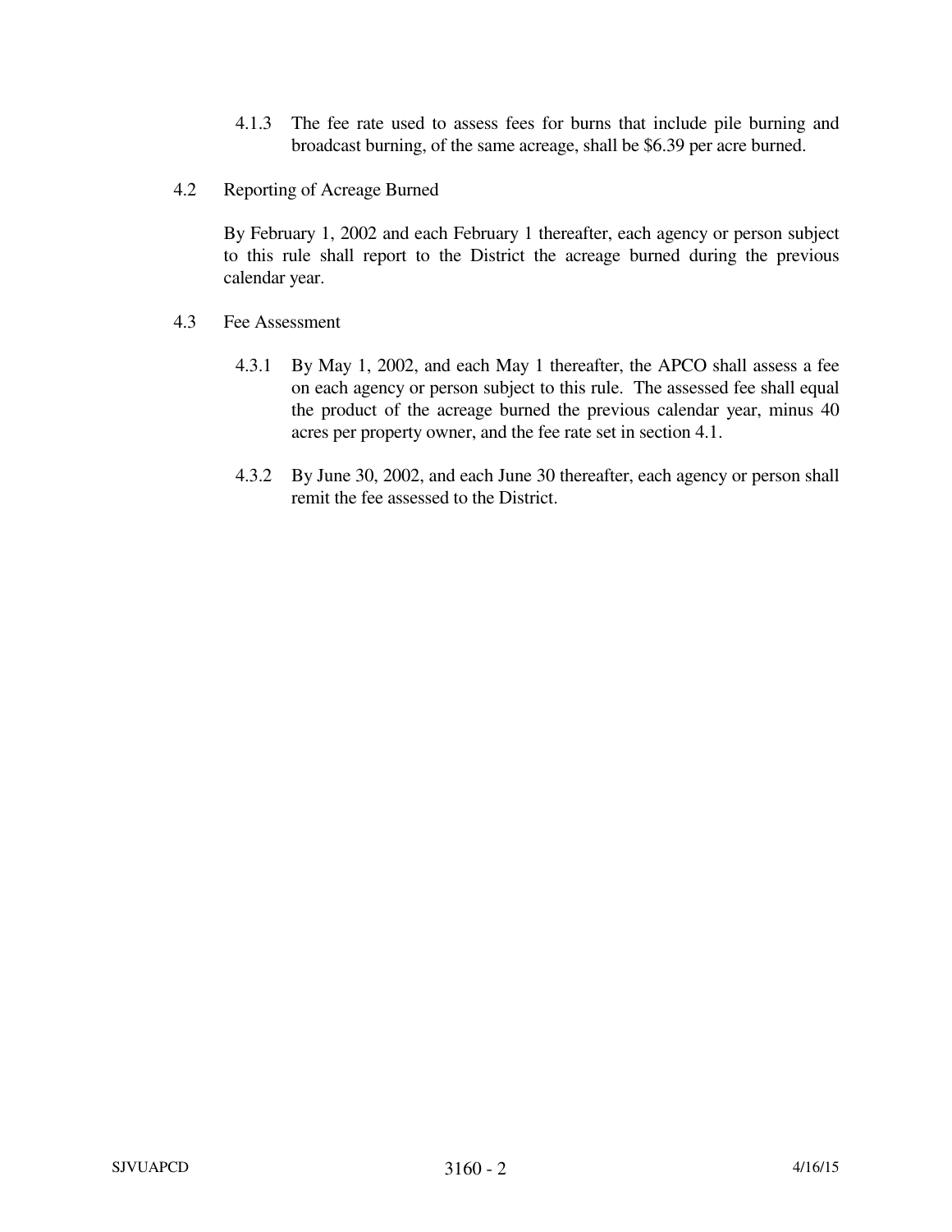4.1.3 The fee rate used to assess fees for burns that include pile burning and broadcast burning, of the same acreage, shall be $6.39 per acre burned.

4.2 Reporting of Acreage Burned

By February 1, 2002 and each February 1 thereafter, each agency or person subject to this rule shall report to the District the acreage burned during the previous calendar year.

4.3 Fee Assessment

4.3.1 By May 1, 2002, and each May 1 thereafter, the APCO shall assess a fee on each agency or person subject to this rule. The assessed fee shall equal the product of the acreage burned the previous calendar year, minus 40 acres per property owner, and the fee rate set in section 4.1.

4.3.2 By June 30, 2002, and each June 30 thereafter, each agency or person shall remit the fee assessed to the District.